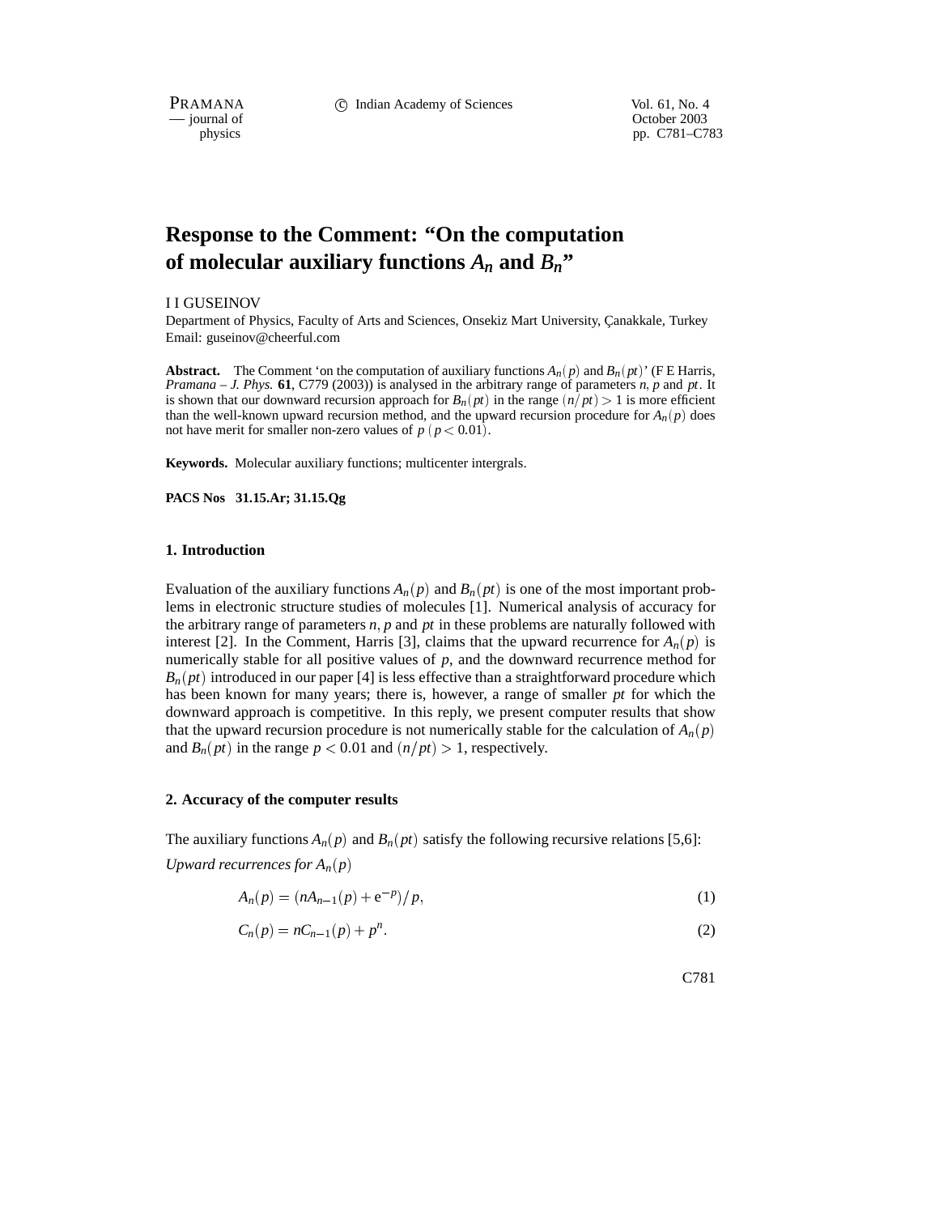# Response to the Comment: "On the computation of molecular auxiliary functions $A_n$ and $B_n$"

I I GUSEINOV

Department of Physics, Faculty of Arts and Sciences, Onsekiz Mart University, Çanakkale, Turkey
Email: guseinov@cheerful.com

**Abstract.** The Comment 'on the computation of auxiliary functions $A_n(p)$ and $B_n(pt)$' (F E Harris, *Pramana – J. Phys.* **61**, C779 (2003)) is analysed in the arbitrary range of parameters $n$, $p$ and $pt$. It is shown that our downward recursion approach for $B_n(pt)$ in the range $(n/pt) > 1$ is more efficient than the well-known upward recursion method, and the upward recursion procedure for $A_n(p)$ does not have merit for smaller non-zero values of $p$ $(p < 0.01)$.

**Keywords.** Molecular auxiliary functions; multicenter intergrals.

**PACS Nos 31.15.Ar; 31.15.Qg**

## 1. Introduction

Evaluation of the auxiliary functions $A_n(p)$ and $B_n(pt)$ is one of the most important problems in electronic structure studies of molecules [1]. Numerical analysis of accuracy for the arbitrary range of parameters $n, p$ and $pt$ in these problems are naturally followed with interest [2]. In the Comment, Harris [3], claims that the upward recurrence for $A_n(p)$ is numerically stable for all positive values of $p$, and the downward recurrence method for $B_n(pt)$ introduced in our paper [4] is less effective than a straightforward procedure which has been known for many years; there is, however, a range of smaller $pt$ for which the downward approach is competitive. In this reply, we present computer results that show that the upward recursion procedure is not numerically stable for the calculation of $A_n(p)$ and $B_n(pt)$ in the range $p < 0.01$ and $(n/pt) > 1$, respectively.

## 2. Accuracy of the computer results

The auxiliary functions $A_n(p)$ and $B_n(pt)$ satisfy the following recursive relations [5,6]:

*Upward recurrences for $A_n(p)$*

$$A_n(p) = (nA_{n-1}(p) + \mathrm{e}^{-p})/p, \tag{1}$$

$$C_n(p) = nC_{n-1}(p) + p^n. \tag{2}$$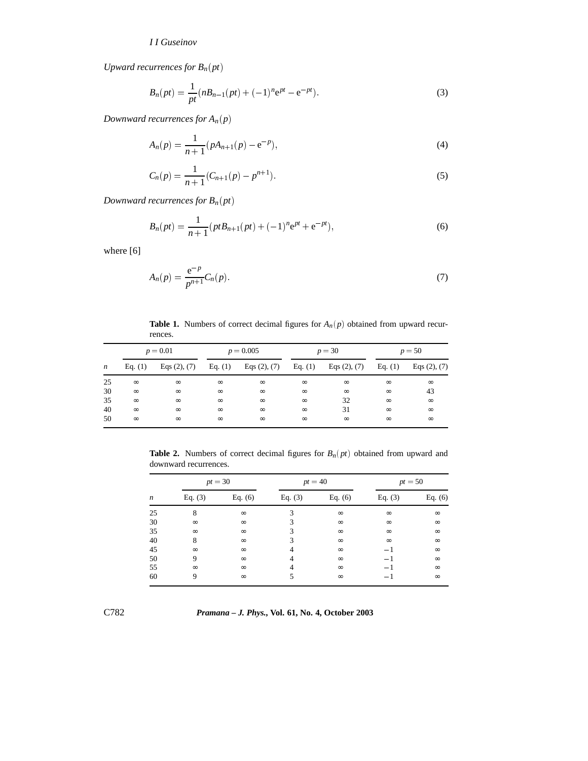*Upward recurrences for $B_n(pt)$*

$$B_n(pt) = \frac{1}{pt}(nB_{n-1}(pt) + (-1)^n e^{pt} - e^{-pt}). \tag{3}$$

*Downward recurrences for $A_n(p)$*

$$A_n(p) = \frac{1}{n+1}(pA_{n+1}(p) - e^{-p}), \tag{4}$$

$$C_n(p) = \frac{1}{n+1}(C_{n+1}(p) - p^{n+1}). \tag{5}$$

*Downward recurrences for $B_n(pt)$*

$$B_n(pt) = \frac{1}{n+1}(ptB_{n+1}(pt) + (-1)^n e^{pt} + e^{-pt}), \tag{6}$$

where [6]

$$A_n(p) = \frac{e^{-p}}{p^{n+1}} C_n(p). \tag{7}$$

**Table 1.** Numbers of correct decimal figures for $A_n(p)$ obtained from upward recurrences.

| | $p = 0.01$ | | $p = 0.005$ | | $p = 30$ | | $p = 50$ | |
|---|---|---|---|---|---|---|---|---|
| $n$ | Eq. (1) | Eqs (2), (7) | Eq. (1) | Eqs (2), (7) | Eq. (1) | Eqs (2), (7) | Eq. (1) | Eqs (2), (7) |
| 25 | $\infty$ | $\infty$ | $\infty$ | $\infty$ | $\infty$ | $\infty$ | $\infty$ | $\infty$ |
| 30 | $\infty$ | $\infty$ | $\infty$ | $\infty$ | $\infty$ | $\infty$ | $\infty$ | 43 |
| 35 | $\infty$ | $\infty$ | $\infty$ | $\infty$ | $\infty$ | 32 | $\infty$ | $\infty$ |
| 40 | $\infty$ | $\infty$ | $\infty$ | $\infty$ | $\infty$ | 31 | $\infty$ | $\infty$ |
| 50 | $\infty$ | $\infty$ | $\infty$ | $\infty$ | $\infty$ | $\infty$ | $\infty$ | $\infty$ |

**Table 2.** Numbers of correct decimal figures for $B_n(pt)$ obtained from upward and downward recurrences.

| | $pt = 30$ | | $pt = 40$ | | $pt = 50$ | |
|---|---|---|---|---|---|---|
| $n$ | Eq. (3) | Eq. (6) | Eq. (3) | Eq. (6) | Eq. (3) | Eq. (6) |
| 25 | 8 | $\infty$ | 3 | $\infty$ | $\infty$ | $\infty$ |
| 30 | $\infty$ | $\infty$ | 3 | $\infty$ | $\infty$ | $\infty$ |
| 35 | $\infty$ | $\infty$ | 3 | $\infty$ | $\infty$ | $\infty$ |
| 40 | 8 | $\infty$ | 3 | $\infty$ | $\infty$ | $\infty$ |
| 45 | $\infty$ | $\infty$ | 4 | $\infty$ | $-1$ | $\infty$ |
| 50 | 9 | $\infty$ | 4 | $\infty$ | $-1$ | $\infty$ |
| 55 | $\infty$ | $\infty$ | 4 | $\infty$ | $-1$ | $\infty$ |
| 60 | 9 | $\infty$ | 5 | $\infty$ | $-1$ | $\infty$ |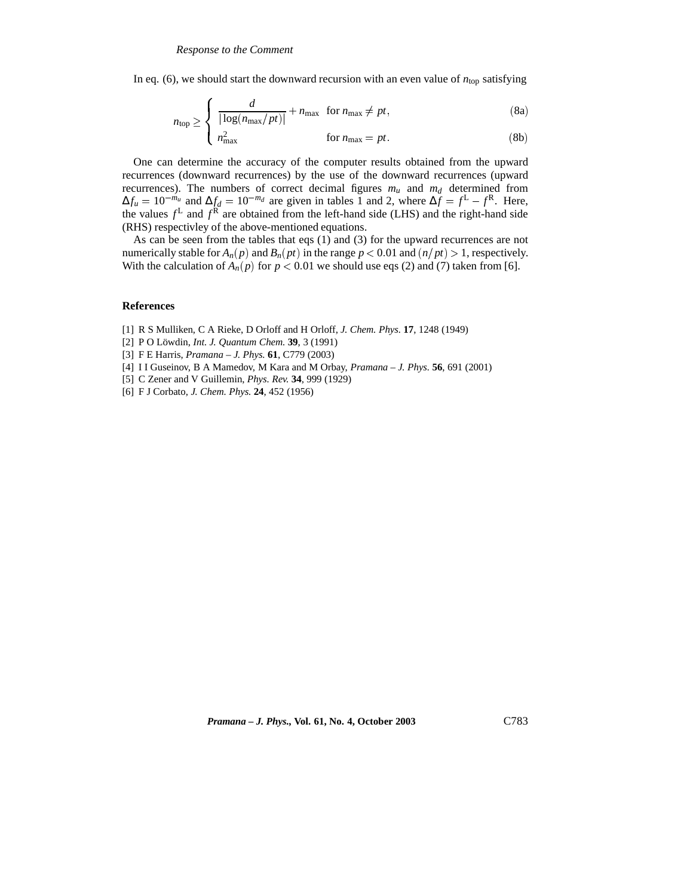In eq. (6), we should start the downward recursion with an even value of $n_{\mathrm{top}}$ satisfying

$$
n_{\mathrm{top}} \geq \begin{cases} \dfrac{d}{|\log(n_{\max}/pt)|} + n_{\max} & \text{for } n_{\max} \neq pt, \qquad (8a) \\ n_{\max}^2 & \text{for } n_{\max} = pt. \qquad (8b) \end{cases}
$$

One can determine the accuracy of the computer results obtained from the upward recurrences (downward recurrences) by the use of the downward recurrences (upward recurrences). The numbers of correct decimal figures $m_u$ and $m_d$ determined from $\Delta f_u = 10^{-m_u}$ and $\Delta f_d = 10^{-m_d}$ are given in tables 1 and 2, where $\Delta f = f^{\mathrm{L}} - f^{\mathrm{R}}$. Here, the values $f^{\mathrm{L}}$ and $f^{\mathrm{R}}$ are obtained from the left-hand side (LHS) and the right-hand side (RHS) respectivley of the above-mentioned equations.

As can be seen from the tables that eqs (1) and (3) for the upward recurrences are not numerically stable for $A_n(p)$ and $B_n(pt)$ in the range $p < 0.01$ and $(n/pt) > 1$, respectively. With the calculation of $A_n(p)$ for $p < 0.01$ we should use eqs (2) and (7) taken from [6].

## References

[1] R S Mulliken, C A Rieke, D Orloff and H Orloff, *J. Chem. Phys.* **17**, 1248 (1949)

[2] P O Löwdin, *Int. J. Quantum Chem.* **39**, 3 (1991)

[3] F E Harris, *Pramana – J. Phys.* **61**, C779 (2003)

[4] I I Guseinov, B A Mamedov, M Kara and M Orbay, *Pramana – J. Phys.* **56**, 691 (2001)

[5] C Zener and V Guillemin, *Phys. Rev.* **34**, 999 (1929)

[6] F J Corbato, *J. Chem. Phys.* **24**, 452 (1956)